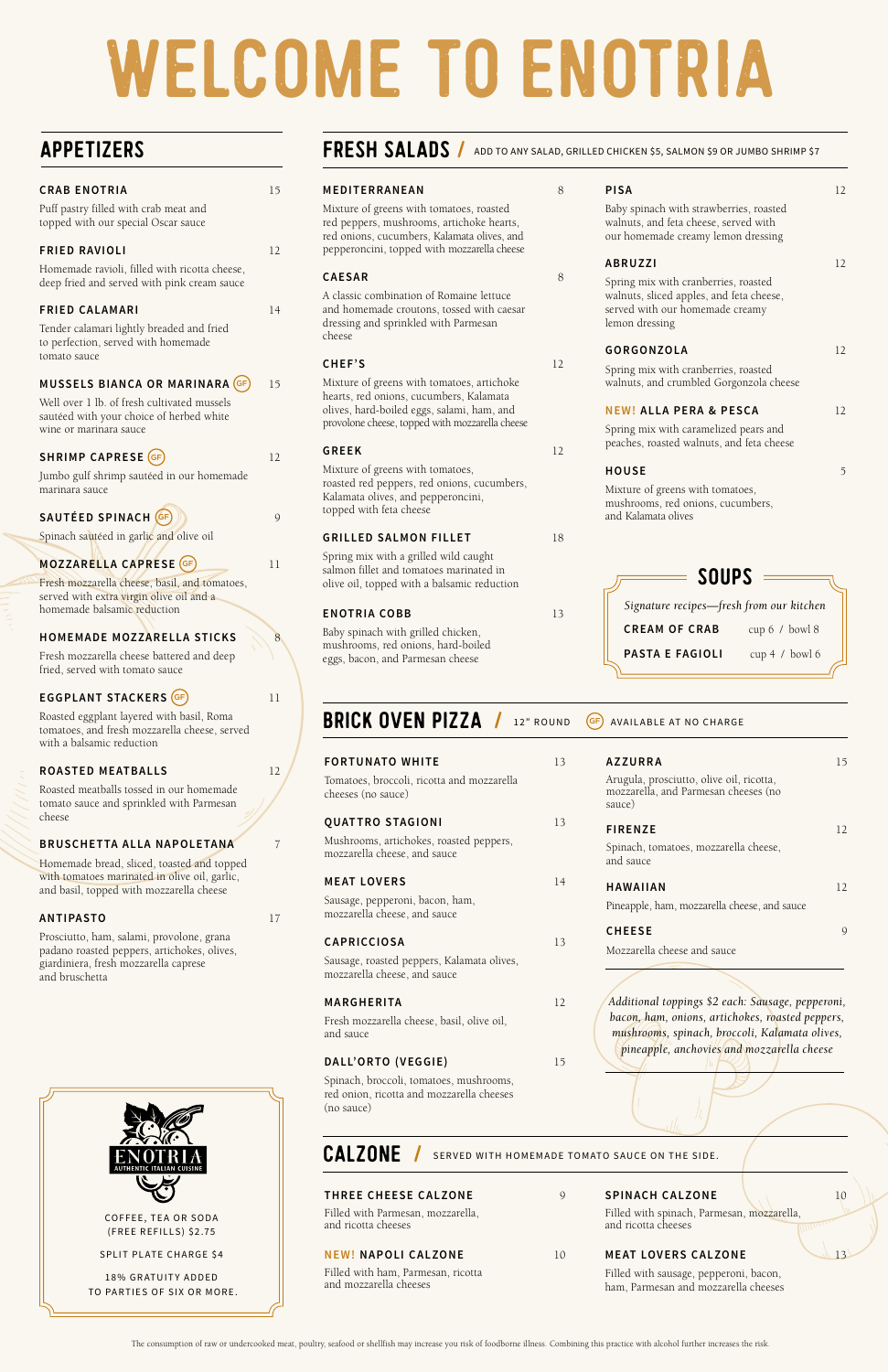# WELCOME TO ENOTRIA

## APPETIZERS

**CRAB ENOTRIA** 15
Puff pastry filled with crab meat and topped with our special Oscar sauce

**FRIED RAVIOLI** 12
Homemade ravioli, filled with ricotta cheese, deep fried and served with pink cream sauce

**FRIED CALAMARI** 14
Tender calamari lightly breaded and fried to perfection, served with homemade tomato sauce

**MUSSELS BIANCA OR MARINARA** (GF) 15
Well over 1 lb. of fresh cultivated mussels sautéed with your choice of herbed white wine or marinara sauce

**SHRIMP CAPRESE** (GF) 12
Jumbo gulf shrimp sautéed in our homemade marinara sauce

**SAUTÉED SPINACH** (GF) 9
Spinach sautéed in garlic and olive oil

**MOZZARELLA CAPRESE** (GF) 11
Fresh mozzarella cheese, basil, and tomatoes, served with extra virgin olive oil and a homemade balsamic reduction

**HOMEMADE MOZZARELLA STICKS** 8
Fresh mozzarella cheese battered and deep fried, served with tomato sauce

**EGGPLANT STACKERS** (GF) 11
Roasted eggplant layered with basil, Roma tomatoes, and fresh mozzarella cheese, served with a balsamic reduction

**ROASTED MEATBALLS** 12
Roasted meatballs tossed in our homemade tomato sauce and sprinkled with Parmesan cheese

**BRUSCHETTA ALLA NAPOLETANA** 7
Homemade bread, sliced, toasted and topped with tomatoes marinated in olive oil, garlic, and basil, topped with mozzarella cheese

**ANTIPASTO** 17
Prosciutto, ham, salami, provolone, grana padano roasted peppers, artichokes, olives, giardiniera, fresh mozzarella caprese and bruschetta

ENOTRIA — AUTHENTIC ITALIAN CUISINE

COFFEE, TEA OR SODA (FREE REFILLS) $2.75

SPLIT PLATE CHARGE $4

18% GRATUITY ADDED TO PARTIES OF SIX OR MORE.

## FRESH SALADS / ADD TO ANY SALAD, GRILLED CHICKEN $5, SALMON $9 OR JUMBO SHRIMP $7

**MEDITERRANEAN** 8
Mixture of greens with tomatoes, roasted red peppers, mushrooms, artichoke hearts, red onions, cucumbers, Kalamata olives, and pepperoncini, topped with mozzarella cheese

**CAESAR** 8
A classic combination of Romaine lettuce and homemade croutons, tossed with caesar dressing and sprinkled with Parmesan cheese

**CHEF'S** 12
Mixture of greens with tomatoes, artichoke hearts, red onions, cucumbers, Kalamata olives, hard-boiled eggs, salami, ham, and provolone cheese, topped with mozzarella cheese

**GREEK** 12
Mixture of greens with tomatoes, roasted red peppers, red onions, cucumbers, Kalamata olives, and pepperoncini, topped with feta cheese

**GRILLED SALMON FILLET** 18
Spring mix with a grilled wild caught salmon fillet and tomatoes marinated in olive oil, topped with a balsamic reduction

**ENOTRIA COBB** 13
Baby spinach with grilled chicken, mushrooms, red onions, hard-boiled eggs, bacon, and Parmesan cheese

**PISA** 12
Baby spinach with strawberries, roasted walnuts, and feta cheese, served with our homemade creamy lemon dressing

**ABRUZZI** 12
Spring mix with cranberries, roasted walnuts, sliced apples, and feta cheese, served with our homemade creamy lemon dressing

**GORGONZOLA** 12
Spring mix with cranberries, roasted walnuts, and crumbled Gorgonzola cheese

**NEW! ALLA PERA & PESCA** 12
Spring mix with caramelized pears and peaches, roasted walnuts, and feta cheese

**HOUSE** 5
Mixture of greens with tomatoes, mushrooms, red onions, cucumbers, and Kalamata olives

## SOUPS

*Signature recipes—fresh from our kitchen*

**CREAM OF CRAB** cup 6 / bowl 8

**PASTA E FAGIOLI** cup 4 / bowl 6

## BRICK OVEN PIZZA / 12" ROUND (GF) AVAILABLE AT NO CHARGE

**FORTUNATO WHITE** 13
Tomatoes, broccoli, ricotta and mozzarella cheeses (no sauce)

**QUATTRO STAGIONI** 13
Mushrooms, artichokes, roasted peppers, mozzarella cheese, and sauce

**MEAT LOVERS** 14
Sausage, pepperoni, bacon, ham, mozzarella cheese, and sauce

**CAPRICCIOSA** 13
Sausage, roasted peppers, Kalamata olives, mozzarella cheese, and sauce

**MARGHERITA** 12
Fresh mozzarella cheese, basil, olive oil, and sauce

**DALL'ORTO (VEGGIE)** 15
Spinach, broccoli, tomatoes, mushrooms, red onion, ricotta and mozzarella cheeses (no sauce)

**AZZURRA** 15
Arugula, prosciutto, olive oil, ricotta, mozzarella, and Parmesan cheeses (no sauce)

**FIRENZE** 12
Spinach, tomatoes, mozzarella cheese, and sauce

**HAWAIIAN** 12
Pineapple, ham, mozzarella cheese, and sauce

**CHEESE** 9
Mozzarella cheese and sauce

*Additional toppings $2 each: Sausage, pepperoni, bacon, ham, onions, artichokes, roasted peppers, mushrooms, spinach, broccoli, Kalamata olives, pineapple, anchovies and mozzarella cheese*

## CALZONE / SERVED WITH HOMEMADE TOMATO SAUCE ON THE SIDE.

**THREE CHEESE CALZONE** 9
Filled with Parmesan, mozzarella, and ricotta cheeses

**NEW! NAPOLI CALZONE** 10
Filled with ham, Parmesan, ricotta and mozzarella cheeses

**SPINACH CALZONE** 10
Filled with spinach, Parmesan, mozzarella, and ricotta cheeses

**MEAT LOVERS CALZONE** 13
Filled with sausage, pepperoni, bacon, ham, Parmesan and mozzarella cheeses

The consumption of raw or undercooked meat, poultry, seafood or shellfish may increase you risk of foodborne illness. Combining this practice with alcohol further increases the risk.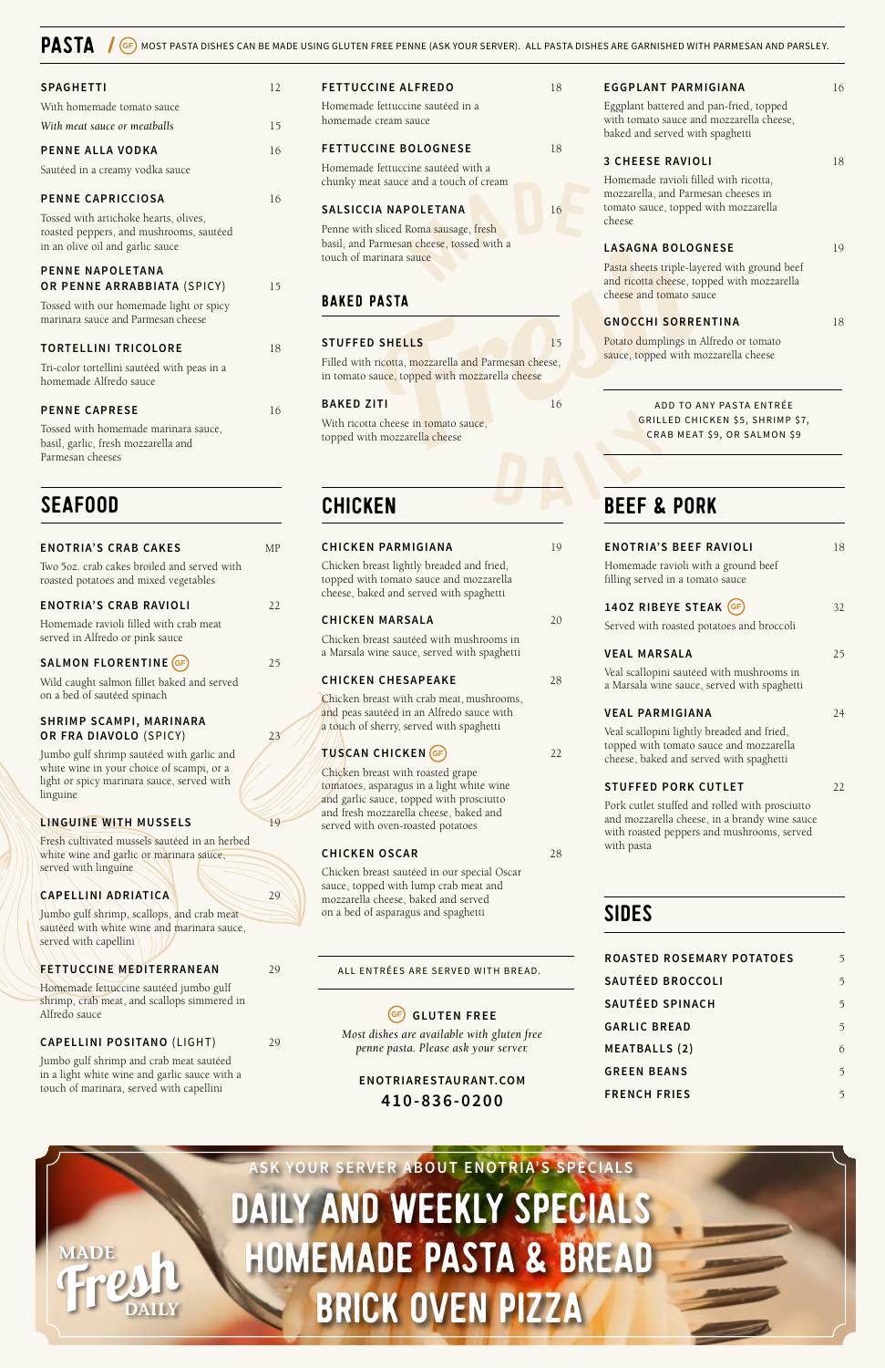## PASTA

(GF) MOST PASTA DISHES CAN BE MADE USING GLUTEN FREE PENNE (ASK YOUR SERVER). ALL PASTA DISHES ARE GARNISHED WITH PARMESAN AND PARSLEY.

**SPAGHETTI** 12
With homemade tomato sauce
*With meat sauce or meatballs* 15

**PENNE ALLA VODKA** 16
Sautéed in a creamy vodka sauce

**PENNE CAPRICCIOSA** 16
Tossed with artichoke hearts, olives, roasted peppers, and mushrooms, sautéed in an olive oil and garlic sauce

**PENNE NAPOLETANA OR PENNE ARRABBIATA** (SPICY) 15
Tossed with our homemade light or spicy marinara sauce and Parmesan cheese

**TORTELLINI TRICOLORE** 18
Tri-color tortellini sautéed with peas in a homemade Alfredo sauce

**PENNE CAPRESE** 16
Tossed with homemade marinara sauce, basil, garlic, fresh mozzarella and Parmesan cheeses

**FETTUCCINE ALFREDO** 18
Homemade fettuccine sautéed in a homemade cream sauce

**FETTUCCINE BOLOGNESE** 18
Homemade fettuccine sautéed with a chunky meat sauce and a touch of cream

**SALSICCIA NAPOLETANA** 16
Penne with sliced Roma sausage, fresh basil, and Parmesan cheese, tossed with a touch of marinara sauce

### BAKED PASTA

**STUFFED SHELLS** 15
Filled with ricotta, mozzarella and Parmesan cheese, in tomato sauce, topped with mozzarella cheese

**BAKED ZITI** 16
With ricotta cheese in tomato sauce, topped with mozzarella cheese

**EGGPLANT PARMIGIANA** 16
Eggplant battered and pan-fried, topped with tomato sauce and mozzarella cheese, baked and served with spaghetti

**3 CHEESE RAVIOLI** 18
Homemade ravioli filled with ricotta, mozzarella, and Parmesan cheeses in tomato sauce, topped with mozzarella cheese

**LASAGNA BOLOGNESE** 19
Pasta sheets triple-layered with ground beef and ricotta cheese, topped with mozzarella cheese and tomato sauce

**GNOCCHI SORRENTINA** 18
Potato dumplings in Alfredo or tomato sauce, topped with mozzarella cheese

ADD TO ANY PASTA ENTRÉE GRILLED CHICKEN $5, SHRIMP $7, CRAB MEAT $9, OR SALMON $9

## SEAFOOD

**ENOTRIA'S CRAB CAKES** MP
Two 5oz. crab cakes broiled and served with roasted potatoes and mixed vegetables

**ENOTRIA'S CRAB RAVIOLI** 22
Homemade ravioli filled with crab meat served in Alfredo or pink sauce

**SALMON FLORENTINE** (GF) 25
Wild caught salmon fillet baked and served on a bed of sautéed spinach

**SHRIMP SCAMPI, MARINARA OR FRA DIAVOLO** (SPICY) 23
Jumbo gulf shrimp sautéed with garlic and white wine in your choice of scampi, or a light or spicy marinara sauce, served with linguine

**LINGUINE WITH MUSSELS** 19
Fresh cultivated mussels sautéed in an herbed white wine and garlic or marinara sauce, served with linguine

**CAPELLINI ADRIATICA** 29
Jumbo gulf shrimp, scallops, and crab meat sautéed with white wine and marinara sauce, served with capellini

**FETTUCCINE MEDITERRANEAN** 29
Homemade fettuccine sautéed jumbo gulf shrimp, crab meat, and scallops simmered in Alfredo sauce

**CAPELLINI POSITANO** (LIGHT) 29
Jumbo gulf shrimp and crab meat sautéed in a light white wine and garlic sauce with a touch of marinara, served with capellini

## CHICKEN

**CHICKEN PARMIGIANA** 19
Chicken breast lightly breaded and fried, topped with tomato sauce and mozzarella cheese, baked and served with spaghetti

**CHICKEN MARSALA** 20
Chicken breast sautéed with mushrooms in a Marsala wine sauce, served with spaghetti

**CHICKEN CHESAPEAKE** 28
Chicken breast with crab meat, mushrooms, and peas sautéed in an Alfredo sauce with a touch of sherry, served with spaghetti

**TUSCAN CHICKEN** (GF) 22
Chicken breast with roasted grape tomatoes, asparagus in a light white wine and garlic sauce, topped with prosciutto and fresh mozzarella cheese, baked and served with oven-roasted potatoes

**CHICKEN OSCAR** 28
Chicken breast sautéed in our special Oscar sauce, topped with lump crab meat and mozzarella cheese, baked and served on a bed of asparagus and spaghetti

ALL ENTRÉES ARE SERVED WITH BREAD.

(GF) **GLUTEN FREE**
*Most dishes are available with gluten free penne pasta. Please ask your server.*

ENOTRIARESTAURANT.COM
410-836-0200

## BEEF & PORK

**ENOTRIA'S BEEF RAVIOLI** 18
Homemade ravioli with a ground beef filling served in a tomato sauce

**14OZ RIBEYE STEAK** (GF) 32
Served with roasted potatoes and broccoli

**VEAL MARSALA** 25
Veal scallopini sautéed with mushrooms in a Marsala wine sauce, served with spaghetti

**VEAL PARMIGIANA** 24
Veal scallopini lightly breaded and fried, topped with tomato sauce and mozzarella cheese, baked and served with spaghetti

**STUFFED PORK CUTLET** 22
Pork cutlet stuffed and rolled with prosciutto and mozzarella cheese, in a brandy wine sauce with roasted peppers and mushrooms, served with pasta

## SIDES

| | |
|---|---|
| ROASTED ROSEMARY POTATOES | 5 |
| SAUTÉED BROCCOLI | 5 |
| SAUTÉED SPINACH | 5 |
| GARLIC BREAD | 5 |
| MEATBALLS (2) | 6 |
| GREEN BEANS | 5 |
| FRENCH FRIES | 5 |

ASK YOUR SERVER ABOUT ENOTRIA'S SPECIALS

# DAILY AND WEEKLY SPECIALS
# HOMEMADE PASTA & BREAD
# BRICK OVEN PIZZA

MADE Fresh DAILY